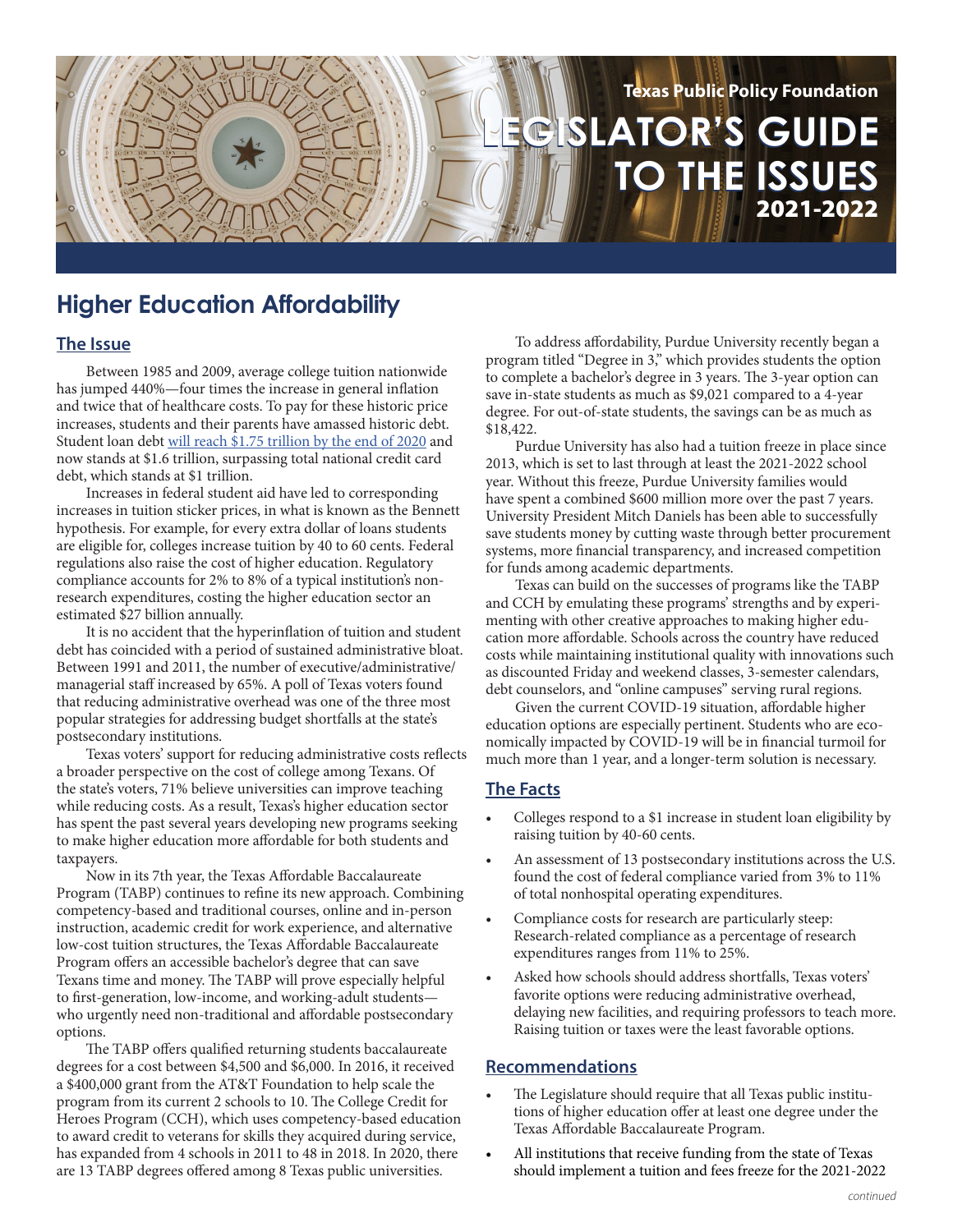Texas Public Policy Foundation

# LEGISLATOR'S GUIDE TO THE ISSUES 2021-2022

## Higher Education Affordability

### The Issue

Between 1985 and 2009, average college tuition nationwide has jumped 440%—four times the increase in general inflation and twice that of healthcare costs. To pay for these historic price increases, students and their parents have amassed historic debt. Student loan debt [will reach $1.75 trillion by the end of 2020](#) and now stands at $1.6 trillion, surpassing total national credit card debt, which stands at $1 trillion.

Increases in federal student aid have led to corresponding increases in tuition sticker prices, in what is known as the Bennett hypothesis. For example, for every extra dollar of loans students are eligible for, colleges increase tuition by 40 to 60 cents. Federal regulations also raise the cost of higher education. Regulatory compliance accounts for 2% to 8% of a typical institution's non-research expenditures, costing the higher education sector an estimated $27 billion annually.

It is no accident that the hyperinflation of tuition and student debt has coincided with a period of sustained administrative bloat. Between 1991 and 2011, the number of executive/administrative/managerial staff increased by 65%. A poll of Texas voters found that reducing administrative overhead was one of the three most popular strategies for addressing budget shortfalls at the state's postsecondary institutions.

Texas voters' support for reducing administrative costs reflects a broader perspective on the cost of college among Texans. Of the state's voters, 71% believe universities can improve teaching while reducing costs. As a result, Texas's higher education sector has spent the past several years developing new programs seeking to make higher education more affordable for both students and taxpayers.

Now in its 7th year, the Texas Affordable Baccalaureate Program (TABP) continues to refine its new approach. Combining competency-based and traditional courses, online and in-person instruction, academic credit for work experience, and alternative low-cost tuition structures, the Texas Affordable Baccalaureate Program offers an accessible bachelor's degree that can save Texans time and money. The TABP will prove especially helpful to first-generation, low-income, and working-adult students—who urgently need non-traditional and affordable postsecondary options.

The TABP offers qualified returning students baccalaureate degrees for a cost between $4,500 and $6,000. In 2016, it received a $400,000 grant from the AT&T Foundation to help scale the program from its current 2 schools to 10. The College Credit for Heroes Program (CCH), which uses competency-based education to award credit to veterans for skills they acquired during service, has expanded from 4 schools in 2011 to 48 in 2018. In 2020, there are 13 TABP degrees offered among 8 Texas public universities.

To address affordability, Purdue University recently began a program titled "Degree in 3," which provides students the option to complete a bachelor's degree in 3 years. The 3-year option can save in-state students as much as $9,021 compared to a 4-year degree. For out-of-state students, the savings can be as much as $18,422.

Purdue University has also had a tuition freeze in place since 2013, which is set to last through at least the 2021-2022 school year. Without this freeze, Purdue University families would have spent a combined $600 million more over the past 7 years. University President Mitch Daniels has been able to successfully save students money by cutting waste through better procurement systems, more financial transparency, and increased competition for funds among academic departments.

Texas can build on the successes of programs like the TABP and CCH by emulating these programs' strengths and by experimenting with other creative approaches to making higher education more affordable. Schools across the country have reduced costs while maintaining institutional quality with innovations such as discounted Friday and weekend classes, 3-semester calendars, debt counselors, and "online campuses" serving rural regions.

Given the current COVID-19 situation, affordable higher education options are especially pertinent. Students who are economically impacted by COVID-19 will be in financial turmoil for much more than 1 year, and a longer-term solution is necessary.

### The Facts

- Colleges respond to a $1 increase in student loan eligibility by raising tuition by 40-60 cents.
- An assessment of 13 postsecondary institutions across the U.S. found the cost of federal compliance varied from 3% to 11% of total nonhospital operating expenditures.
- Compliance costs for research are particularly steep: Research-related compliance as a percentage of research expenditures ranges from 11% to 25%.
- Asked how schools should address shortfalls, Texas voters' favorite options were reducing administrative overhead, delaying new facilities, and requiring professors to teach more. Raising tuition or taxes were the least favorable options.

### Recommendations

- The Legislature should require that all Texas public institutions of higher education offer at least one degree under the Texas Affordable Baccalaureate Program.
- All institutions that receive funding from the state of Texas should implement a tuition and fees freeze for the 2021-2022

*continued*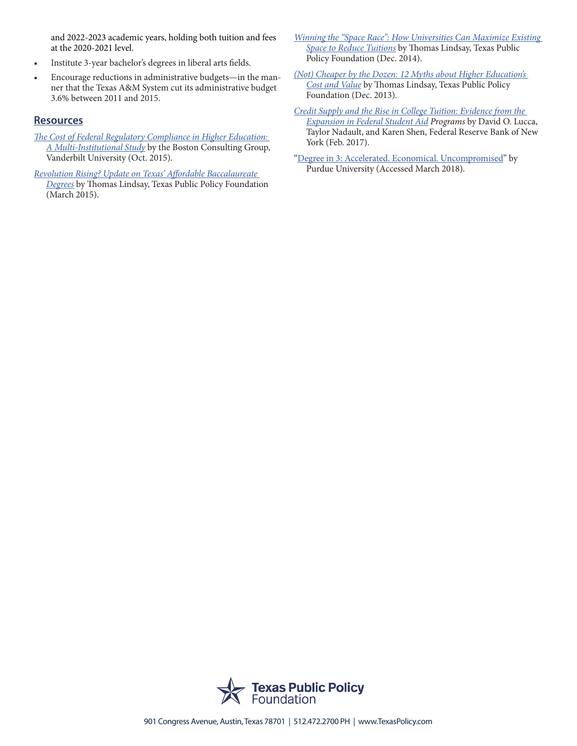and 2022-2023 academic years, holding both tuition and fees at the 2020-2021 level.

- Institute 3-year bachelor's degrees in liberal arts fields.
- Encourage reductions in administrative budgets—in the manner that the Texas A&M System cut its administrative budget 3.6% between 2011 and 2015.

## Resources

*The Cost of Federal Regulatory Compliance in Higher Education: A Multi-Institutional Study* by the Boston Consulting Group, Vanderbilt University (Oct. 2015).

*Revolution Rising? Update on Texas' Affordable Baccalaureate Degrees* by Thomas Lindsay, Texas Public Policy Foundation (March 2015).

*Winning the "Space Race": How Universities Can Maximize Existing Space to Reduce Tuitions* by Thomas Lindsay, Texas Public Policy Foundation (Dec. 2014).

*(Not) Cheaper by the Dozen: 12 Myths about Higher Education's Cost and Value* by Thomas Lindsay, Texas Public Policy Foundation (Dec. 2013).

*Credit Supply and the Rise in College Tuition: Evidence from the Expansion in Federal Student Aid Programs* by David O. Lucca, Taylor Nadault, and Karen Shen, Federal Reserve Bank of New York (Feb. 2017).

"Degree in 3: Accelerated. Economical. Uncompromised" by Purdue University (Accessed March 2018).

Texas Public Policy Foundation

901 Congress Avenue, Austin, Texas 78701 | 512.472.2700 PH | www.TexasPolicy.com